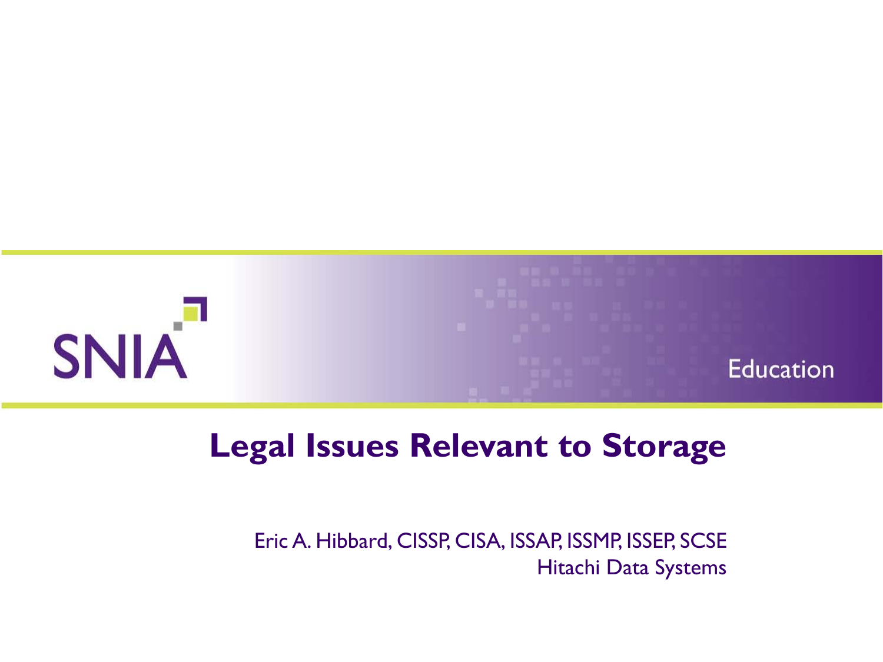SNIA Education

# Legal Issues Relevant to Storage

Eric A. Hibbard, CISSP, CISA, ISSAP, ISSMP, ISSEP, SCSE
Hitachi Data Systems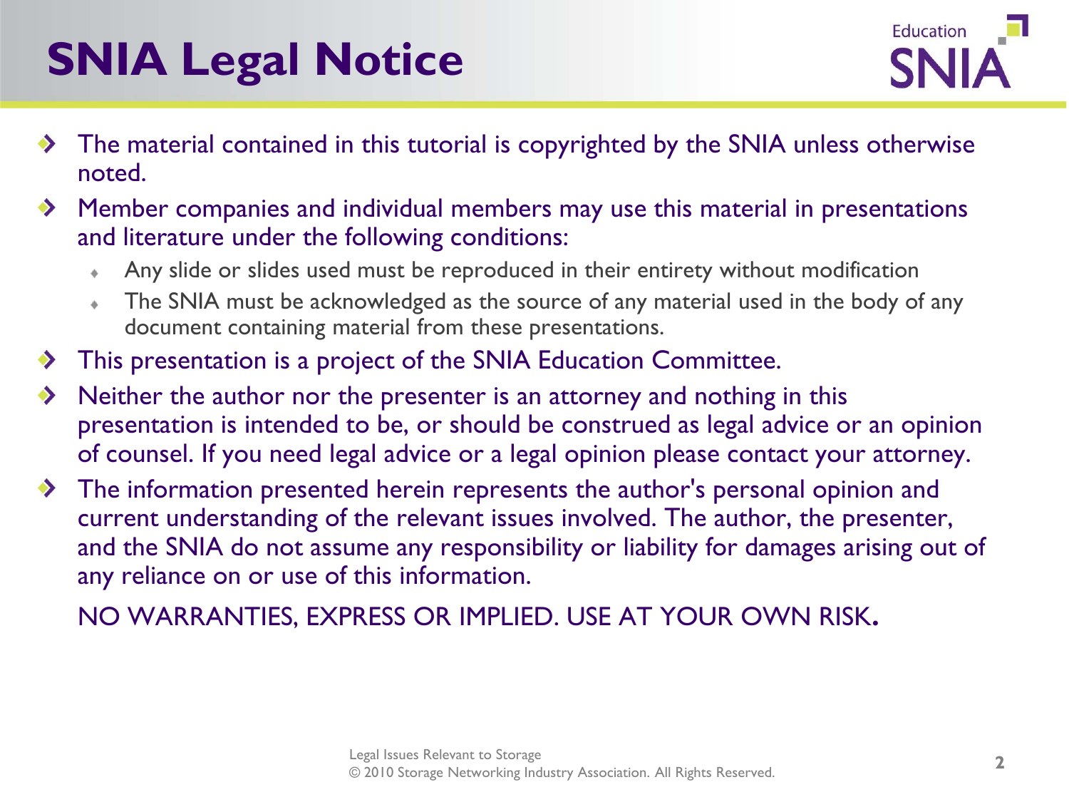# SNIA Legal Notice

- The material contained in this tutorial is copyrighted by the SNIA unless otherwise noted.
- Member companies and individual members may use this material in presentations and literature under the following conditions:
  - Any slide or slides used must be reproduced in their entirety without modification
  - The SNIA must be acknowledged as the source of any material used in the body of any document containing material from these presentations.
- This presentation is a project of the SNIA Education Committee.
- Neither the author nor the presenter is an attorney and nothing in this presentation is intended to be, or should be construed as legal advice or an opinion of counsel. If you need legal advice or a legal opinion please contact your attorney.
- The information presented herein represents the author's personal opinion and current understanding of the relevant issues involved. The author, the presenter, and the SNIA do not assume any responsibility or liability for damages arising out of any reliance on or use of this information.

  NO WARRANTIES, EXPRESS OR IMPLIED. USE AT YOUR OWN RISK.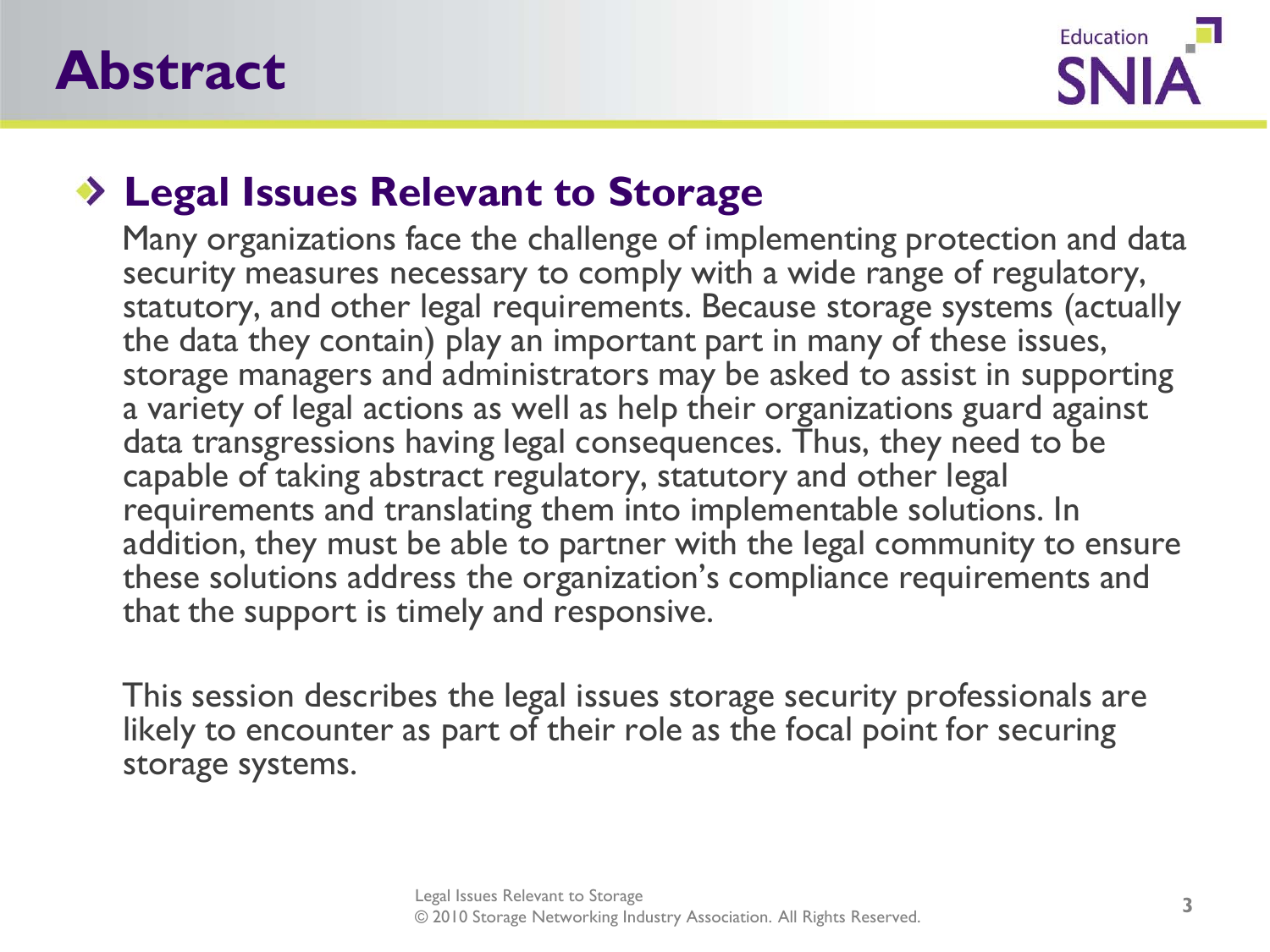# Abstract

## Legal Issues Relevant to Storage

Many organizations face the challenge of implementing protection and data security measures necessary to comply with a wide range of regulatory, statutory, and other legal requirements. Because storage systems (actually the data they contain) play an important part in many of these issues, storage managers and administrators may be asked to assist in supporting a variety of legal actions as well as help their organizations guard against data transgressions having legal consequences. Thus, they need to be capable of taking abstract regulatory, statutory and other legal requirements and translating them into implementable solutions. In addition, they must be able to partner with the legal community to ensure these solutions address the organization's compliance requirements and that the support is timely and responsive.

This session describes the legal issues storage security professionals are likely to encounter as part of their role as the focal point for securing storage systems.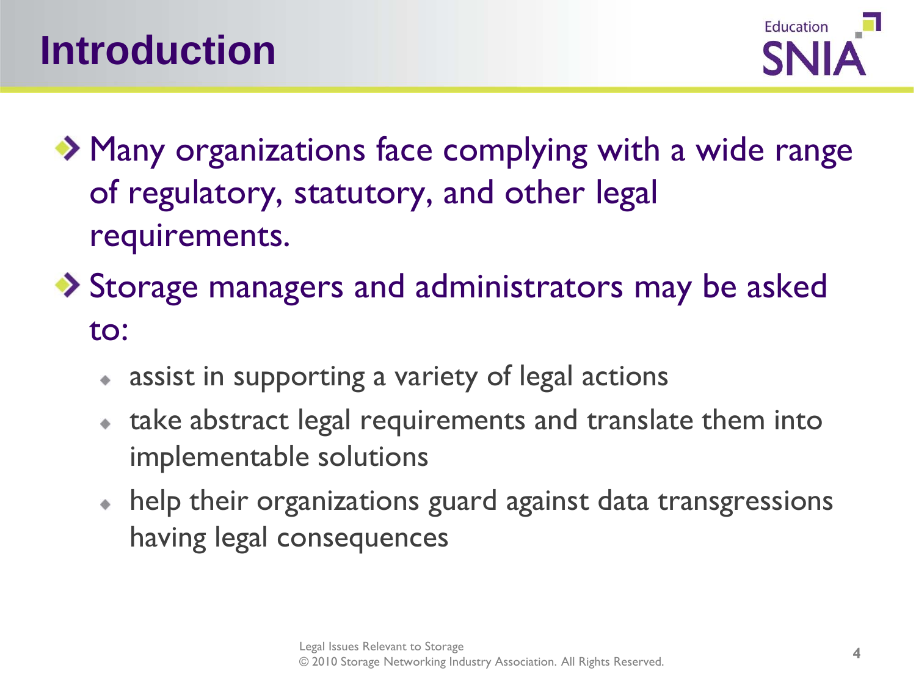# Introduction

- Many organizations face complying with a wide range of regulatory, statutory, and other legal requirements.
- Storage managers and administrators may be asked to:
  - assist in supporting a variety of legal actions
  - take abstract legal requirements and translate them into implementable solutions
  - help their organizations guard against data transgressions having legal consequences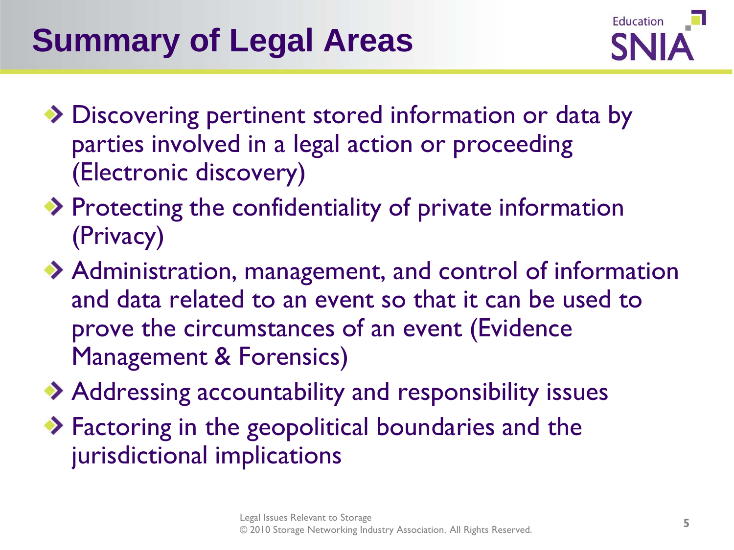# Summary of Legal Areas

- Discovering pertinent stored information or data by parties involved in a legal action or proceeding (Electronic discovery)
- Protecting the confidentiality of private information (Privacy)
- Administration, management, and control of information and data related to an event so that it can be used to prove the circumstances of an event (Evidence Management & Forensics)
- Addressing accountability and responsibility issues
- Factoring in the geopolitical boundaries and the jurisdictional implications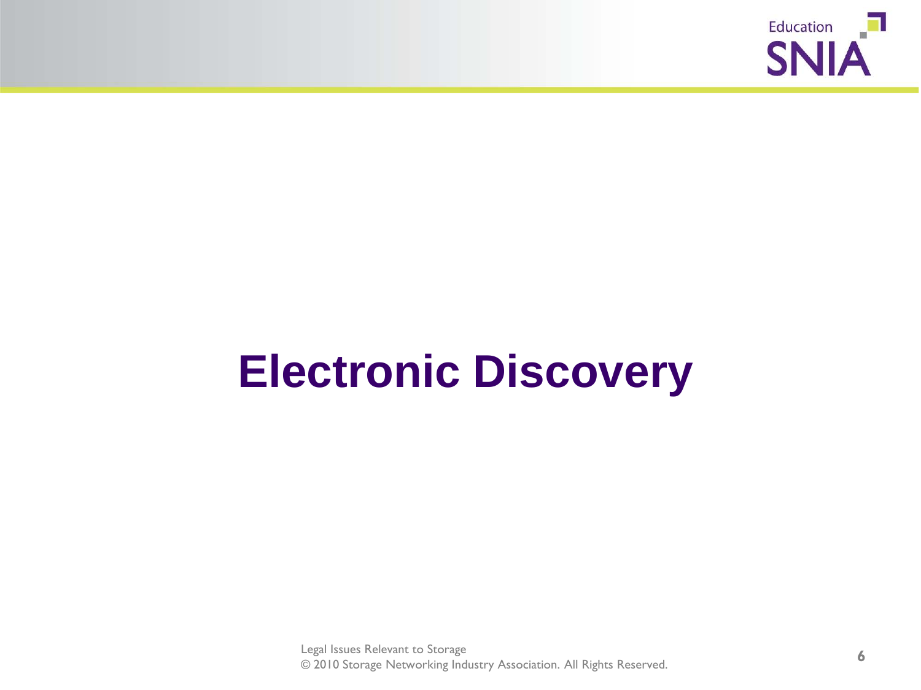# Electronic Discovery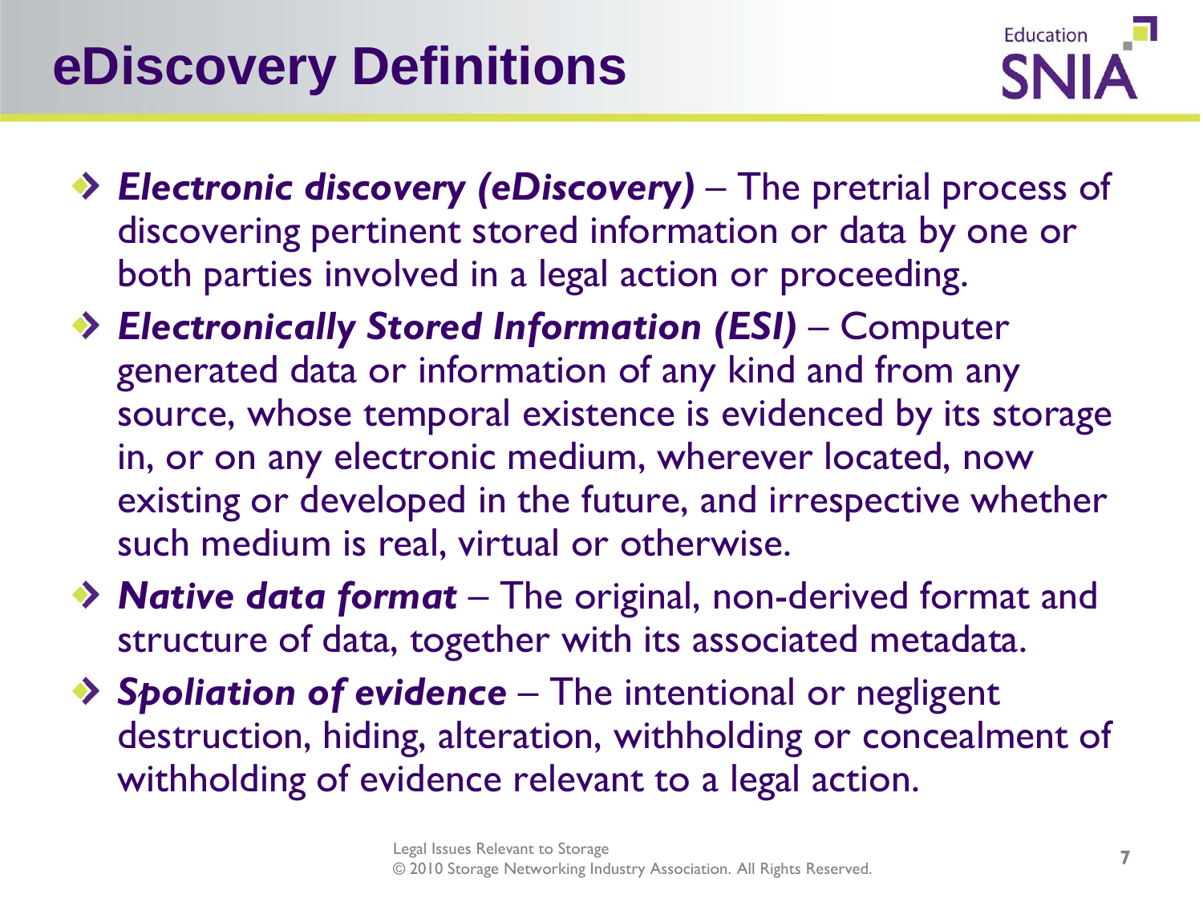# eDiscovery Definitions

- ***Electronic discovery (eDiscovery)*** – The pretrial process of discovering pertinent stored information or data by one or both parties involved in a legal action or proceeding.
- ***Electronically Stored Information (ESI)*** – Computer generated data or information of any kind and from any source, whose temporal existence is evidenced by its storage in, or on any electronic medium, wherever located, now existing or developed in the future, and irrespective whether such medium is real, virtual or otherwise.
- ***Native data format*** – The original, non-derived format and structure of data, together with its associated metadata.
- ***Spoliation of evidence*** – The intentional or negligent destruction, hiding, alteration, withholding or concealment of withholding of evidence relevant to a legal action.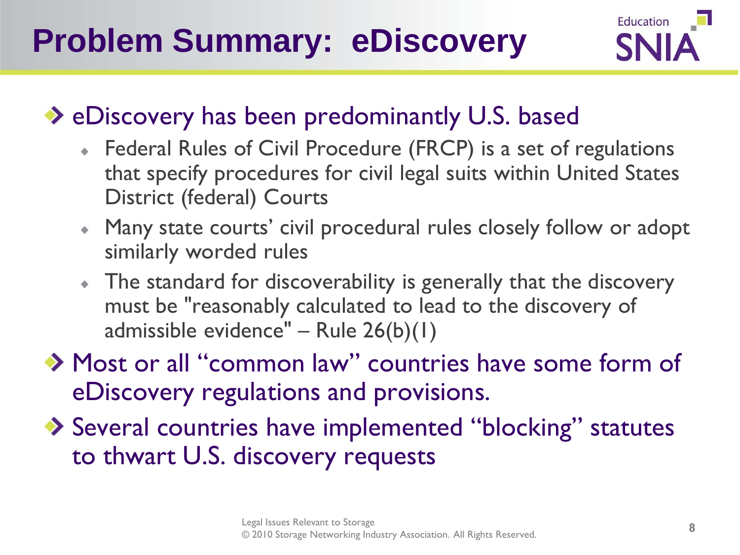# Problem Summary: eDiscovery

- eDiscovery has been predominantly U.S. based
  - Federal Rules of Civil Procedure (FRCP) is a set of regulations that specify procedures for civil legal suits within United States District (federal) Courts
  - Many state courts' civil procedural rules closely follow or adopt similarly worded rules
  - The standard for discoverability is generally that the discovery must be "reasonably calculated to lead to the discovery of admissible evidence" – Rule 26(b)(1)
- Most or all "common law" countries have some form of eDiscovery regulations and provisions.
- Several countries have implemented "blocking" statutes to thwart U.S. discovery requests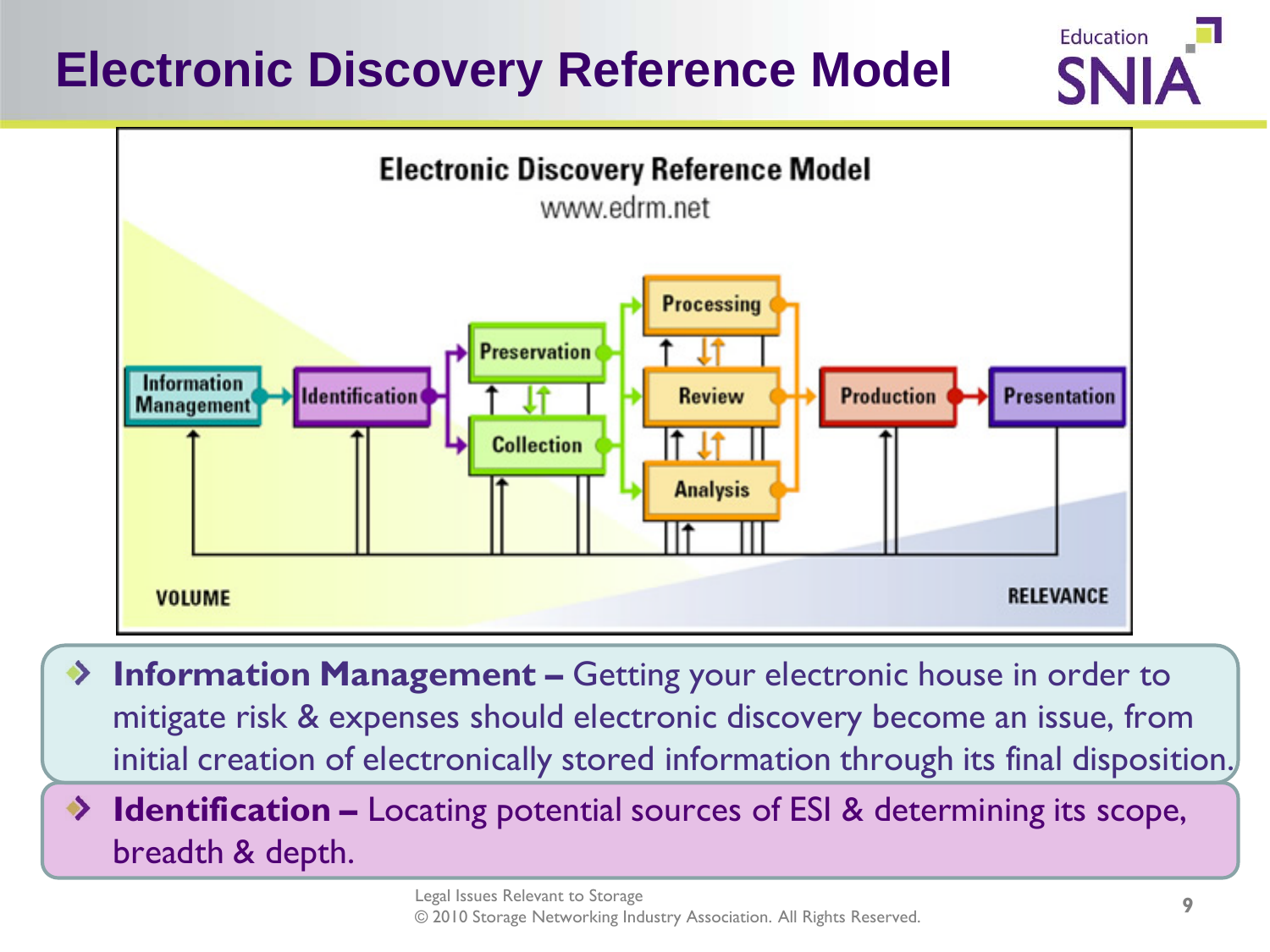# Electronic Discovery Reference Model

Electronic Discovery Reference Model

www.edrm.net

Information Management → Identification → Preservation / Collection → Processing / Review / Analysis → Production → Presentation

VOLUME

RELEVANCE

- **Information Management –** Getting your electronic house in order to mitigate risk & expenses should electronic discovery become an issue, from initial creation of electronically stored information through its final disposition.
- **Identification –** Locating potential sources of ESI & determining its scope, breadth & depth.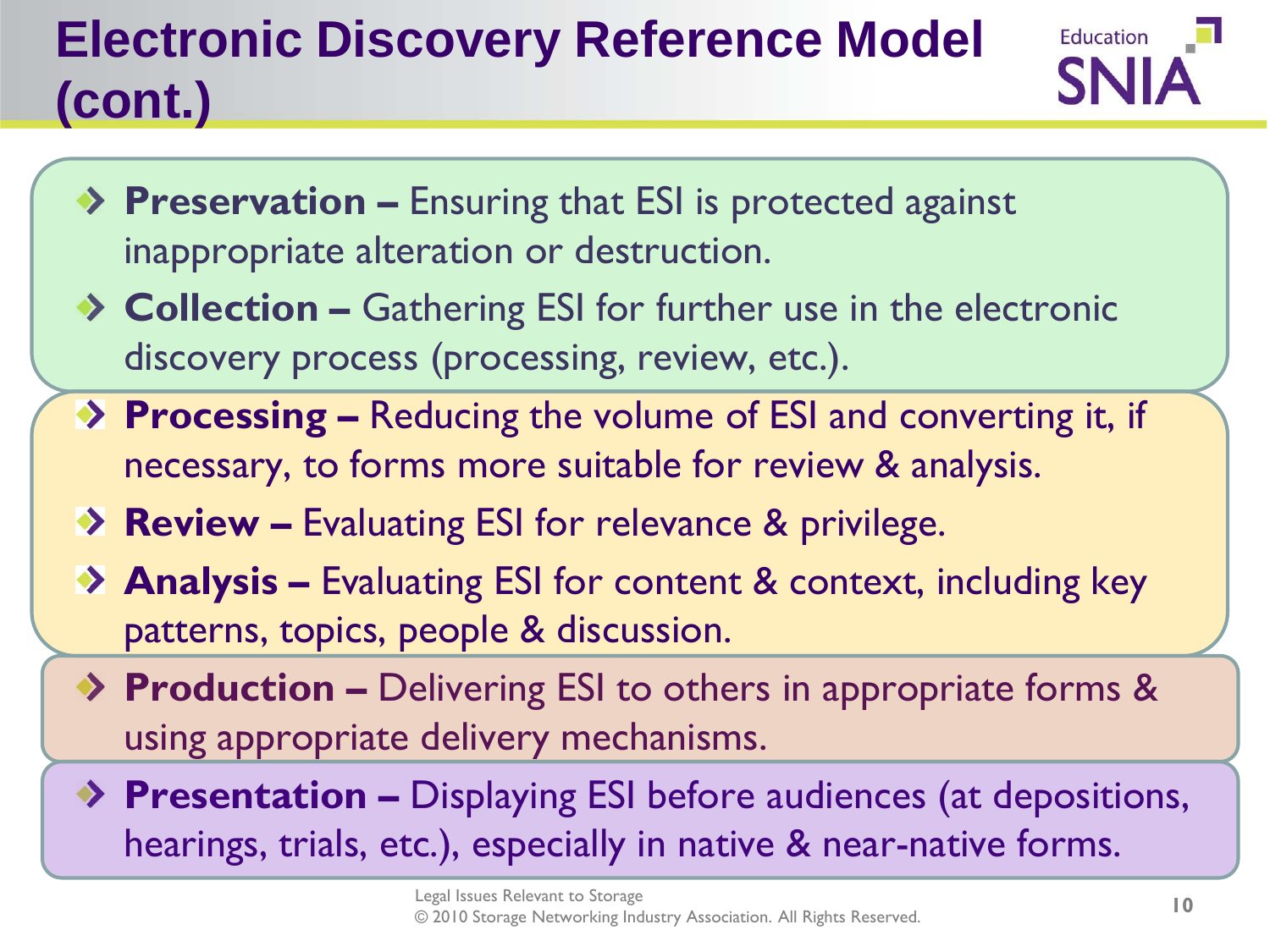# Electronic Discovery Reference Model (cont.)

- **Preservation –** Ensuring that ESI is protected against inappropriate alteration or destruction.
- **Collection –** Gathering ESI for further use in the electronic discovery process (processing, review, etc.).
- **Processing –** Reducing the volume of ESI and converting it, if necessary, to forms more suitable for review & analysis.
- **Review –** Evaluating ESI for relevance & privilege.
- **Analysis –** Evaluating ESI for content & context, including key patterns, topics, people & discussion.
- **Production –** Delivering ESI to others in appropriate forms & using appropriate delivery mechanisms.
- **Presentation –** Displaying ESI before audiences (at depositions, hearings, trials, etc.), especially in native & near-native forms.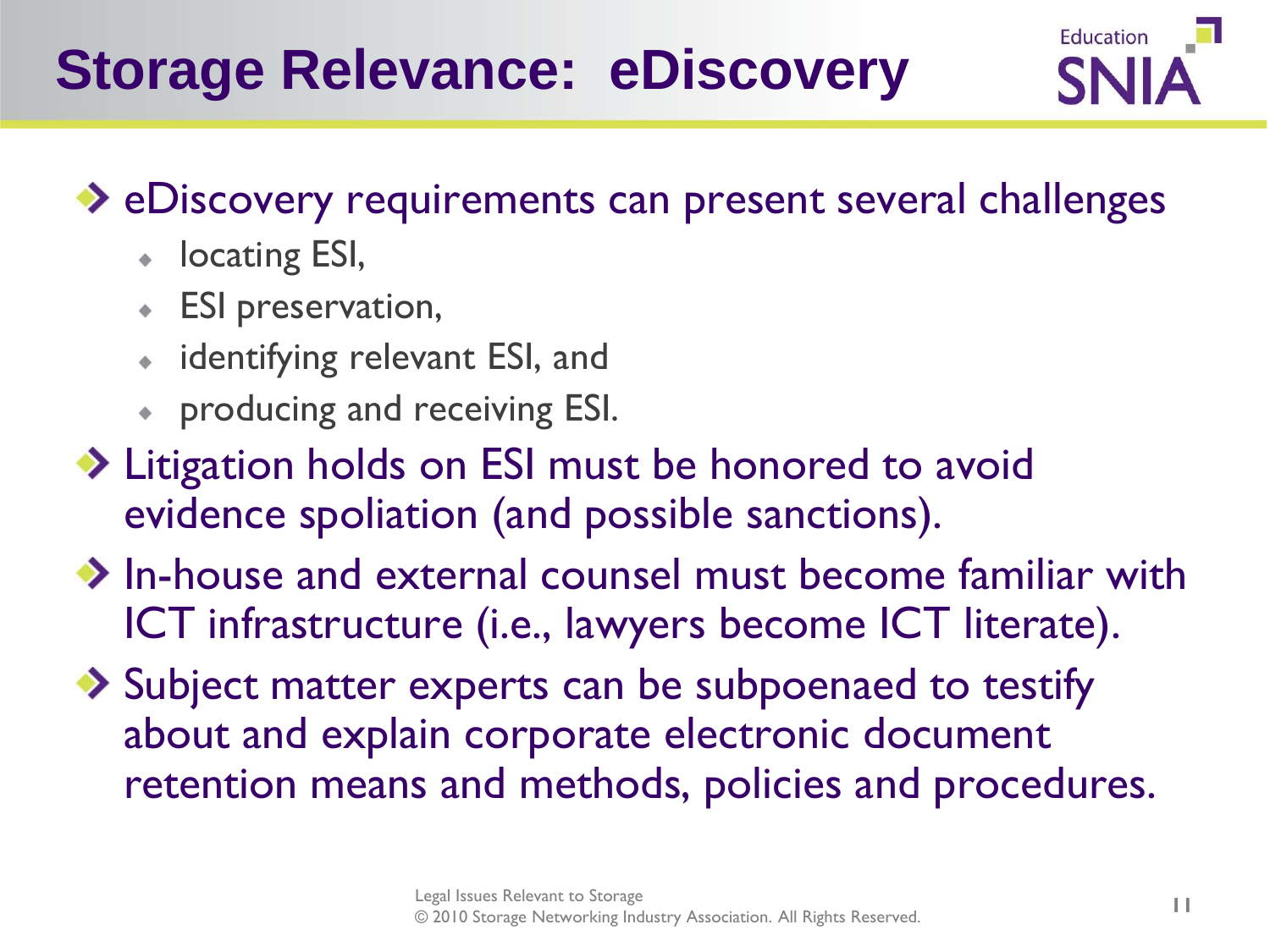# Storage Relevance: eDiscovery

- eDiscovery requirements can present several challenges
  - locating ESI,
  - ESI preservation,
  - identifying relevant ESI, and
  - producing and receiving ESI.
- Litigation holds on ESI must be honored to avoid evidence spoliation (and possible sanctions).
- In-house and external counsel must become familiar with ICT infrastructure (i.e., lawyers become ICT literate).
- Subject matter experts can be subpoenaed to testify about and explain corporate electronic document retention means and methods, policies and procedures.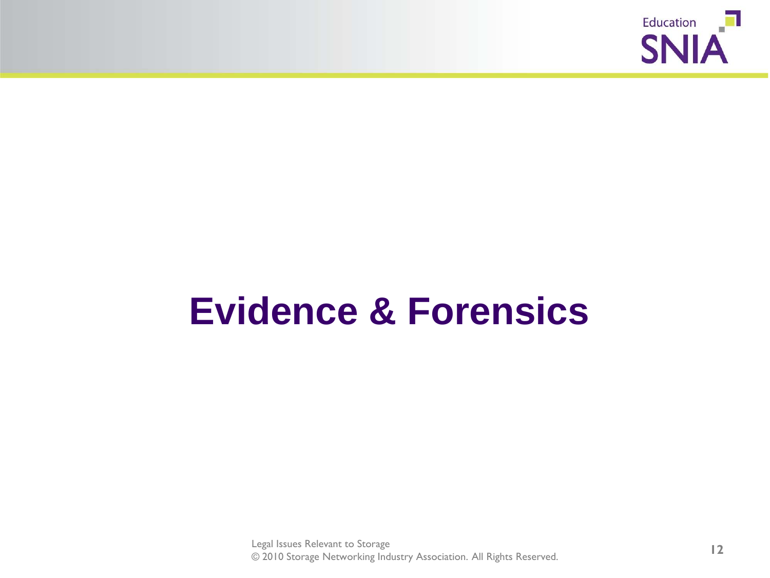# Evidence & Forensics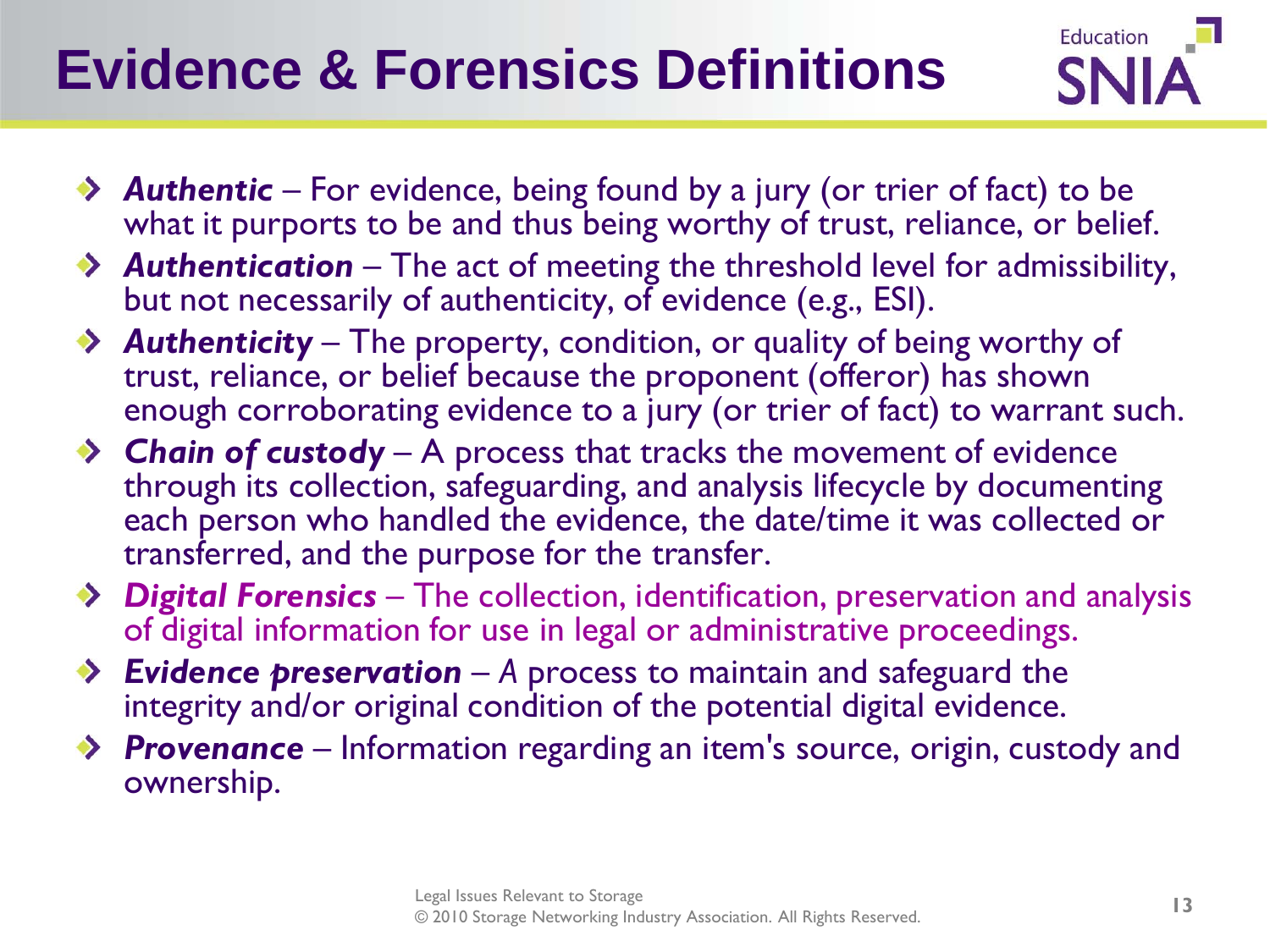# Evidence & Forensics Definitions

- ***Authentic*** – For evidence, being found by a jury (or trier of fact) to be what it purports to be and thus being worthy of trust, reliance, or belief.
- ***Authentication*** – The act of meeting the threshold level for admissibility, but not necessarily of authenticity, of evidence (e.g., ESI).
- ***Authenticity*** – The property, condition, or quality of being worthy of trust, reliance, or belief because the proponent (offeror) has shown enough corroborating evidence to a jury (or trier of fact) to warrant such.
- ***Chain of custody*** – A process that tracks the movement of evidence through its collection, safeguarding, and analysis lifecycle by documenting each person who handled the evidence, the date/time it was collected or transferred, and the purpose for the transfer.
- ***Digital Forensics*** – The collection, identification, preservation and analysis of digital information for use in legal or administrative proceedings.
- ***Evidence preservation*** – *A* process to maintain and safeguard the integrity and/or original condition of the potential digital evidence.
- ***Provenance*** – Information regarding an item's source, origin, custody and ownership.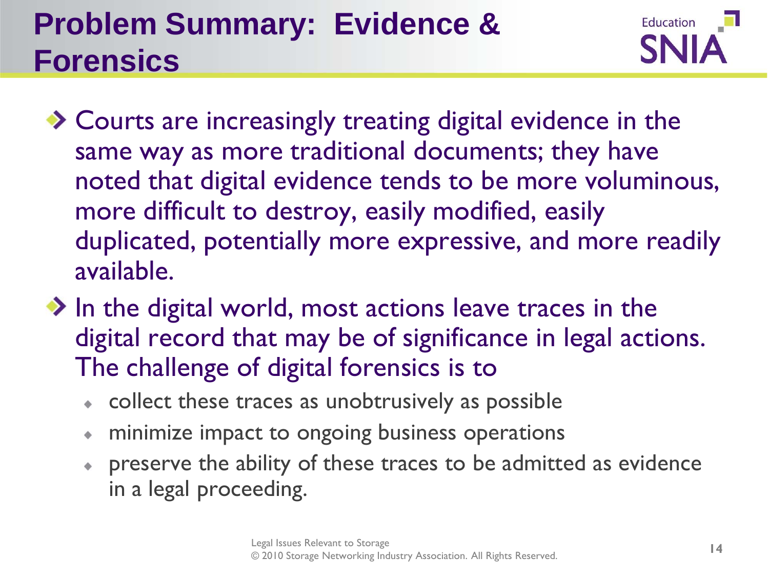# Problem Summary: Evidence & Forensics

- Courts are increasingly treating digital evidence in the same way as more traditional documents; they have noted that digital evidence tends to be more voluminous, more difficult to destroy, easily modified, easily duplicated, potentially more expressive, and more readily available.
- In the digital world, most actions leave traces in the digital record that may be of significance in legal actions. The challenge of digital forensics is to
  - collect these traces as unobtrusively as possible
  - minimize impact to ongoing business operations
  - preserve the ability of these traces to be admitted as evidence in a legal proceeding.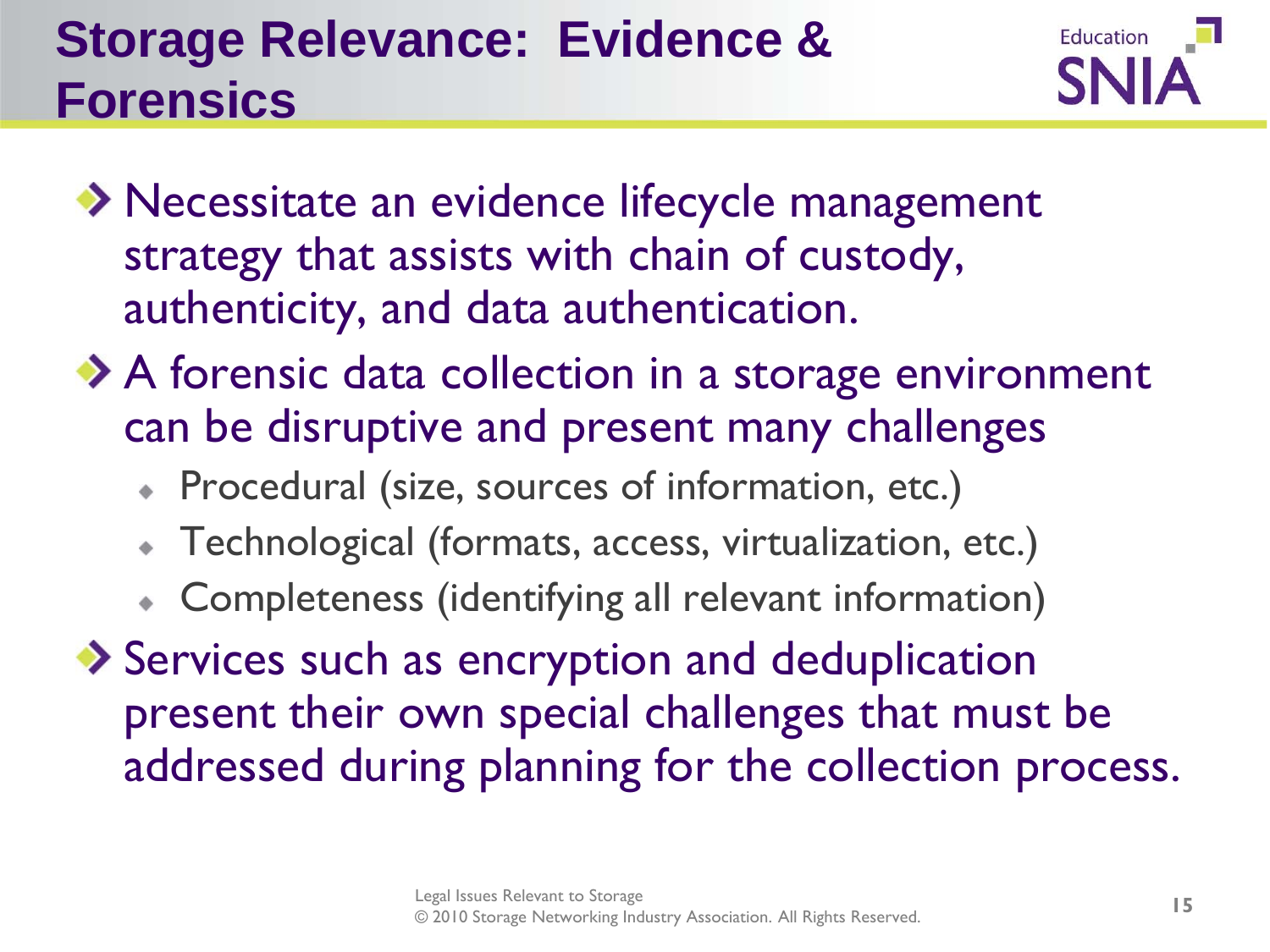# Storage Relevance: Evidence & Forensics

- Necessitate an evidence lifecycle management strategy that assists with chain of custody, authenticity, and data authentication.
- A forensic data collection in a storage environment can be disruptive and present many challenges
  - Procedural (size, sources of information, etc.)
  - Technological (formats, access, virtualization, etc.)
  - Completeness (identifying all relevant information)
- Services such as encryption and deduplication present their own special challenges that must be addressed during planning for the collection process.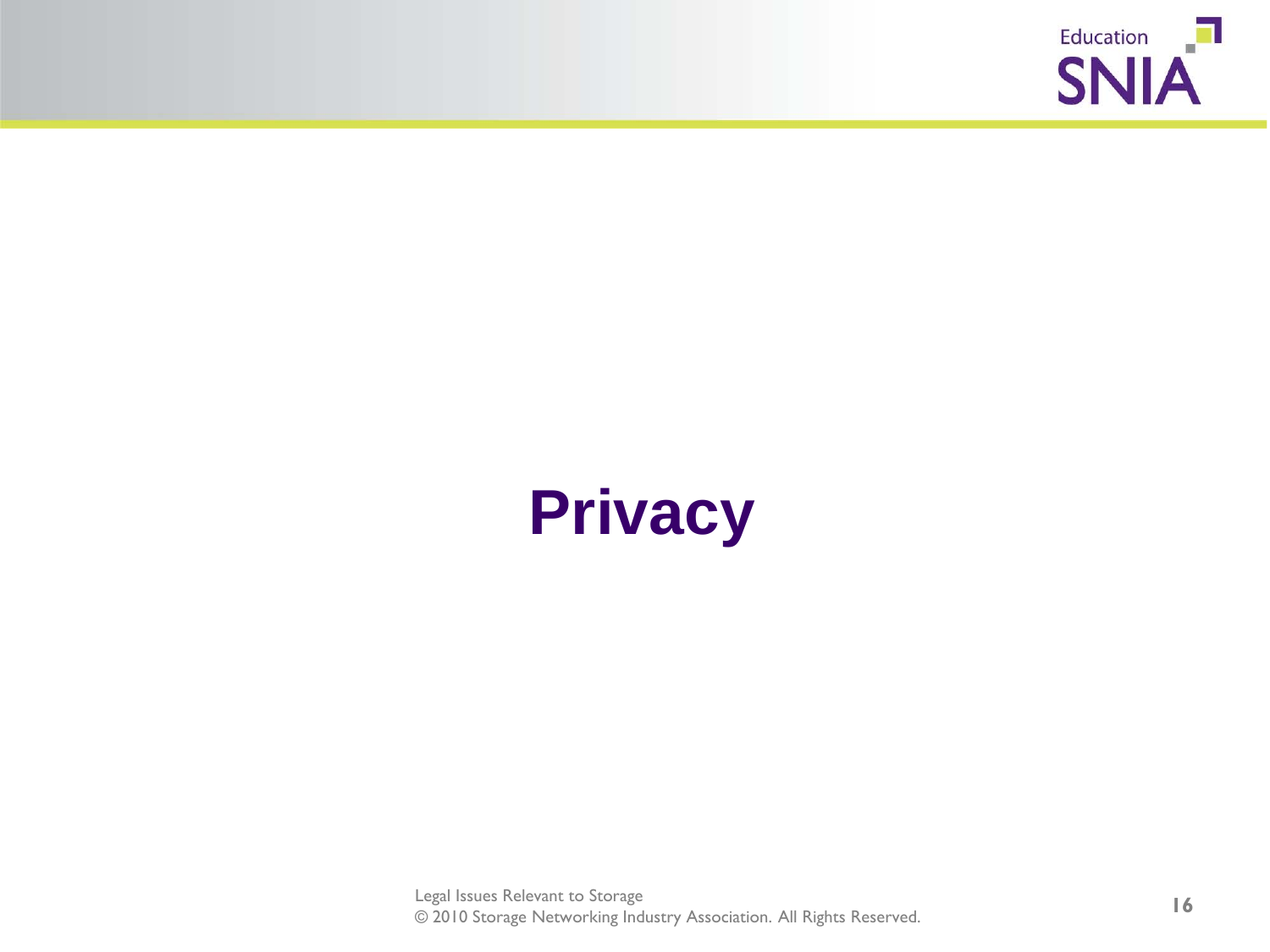# Privacy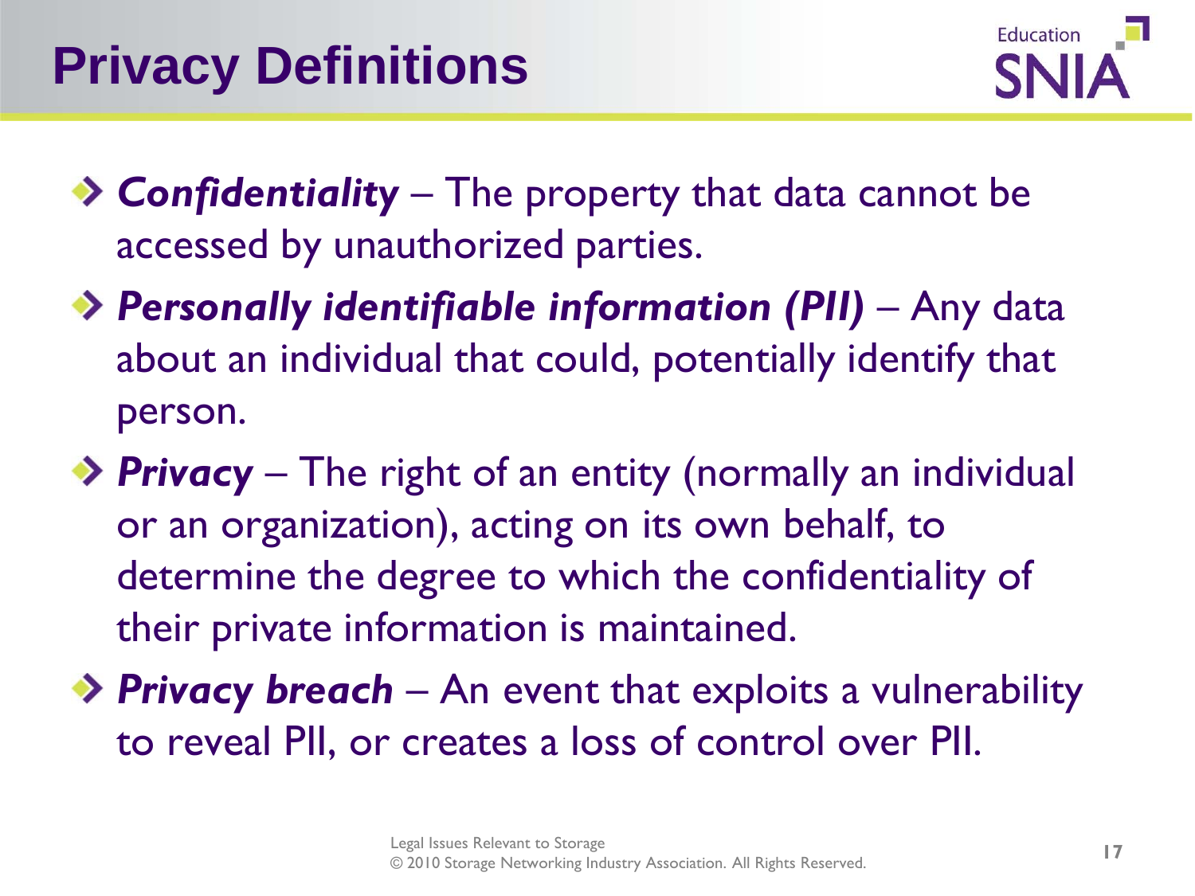# Privacy Definitions

- ***Confidentiality*** – The property that data cannot be accessed by unauthorized parties.
- ***Personally identifiable information (PII)*** – Any data about an individual that could, potentially identify that person.
- ***Privacy*** – The right of an entity (normally an individual or an organization), acting on its own behalf, to determine the degree to which the confidentiality of their private information is maintained.
- ***Privacy breach*** – An event that exploits a vulnerability to reveal PII, or creates a loss of control over PII.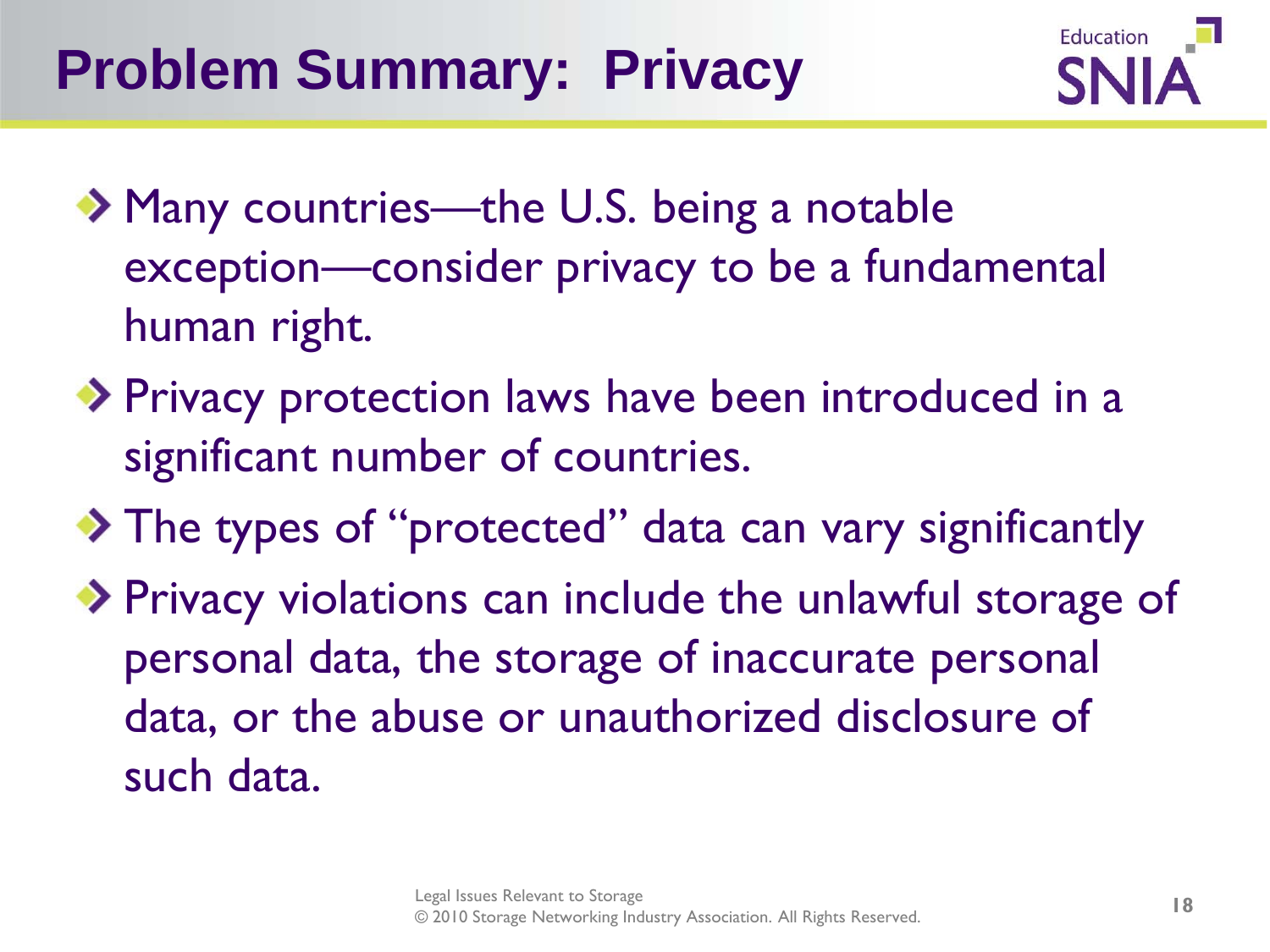# Problem Summary: Privacy

- Many countries—the U.S. being a notable exception—consider privacy to be a fundamental human right.
- Privacy protection laws have been introduced in a significant number of countries.
- The types of "protected" data can vary significantly
- Privacy violations can include the unlawful storage of personal data, the storage of inaccurate personal data, or the abuse or unauthorized disclosure of such data.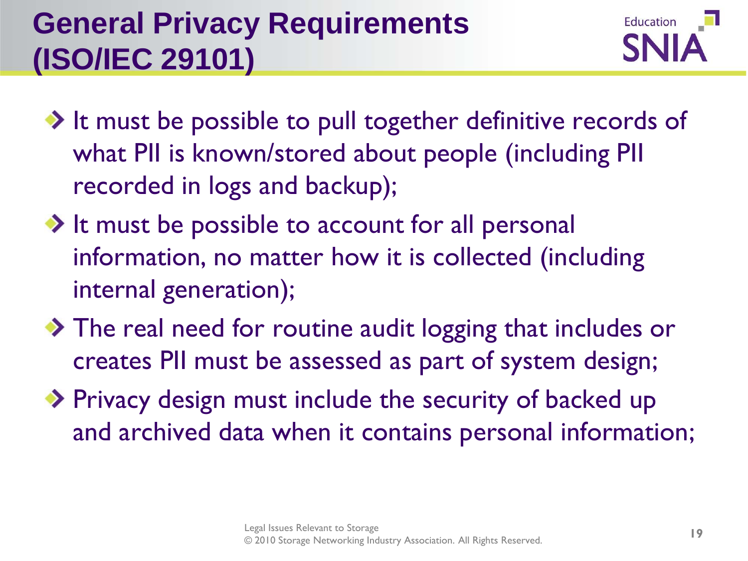# General Privacy Requirements (ISO/IEC 29101)

- It must be possible to pull together definitive records of what PII is known/stored about people (including PII recorded in logs and backup);
- It must be possible to account for all personal information, no matter how it is collected (including internal generation);
- The real need for routine audit logging that includes or creates PII must be assessed as part of system design;
- Privacy design must include the security of backed up and archived data when it contains personal information;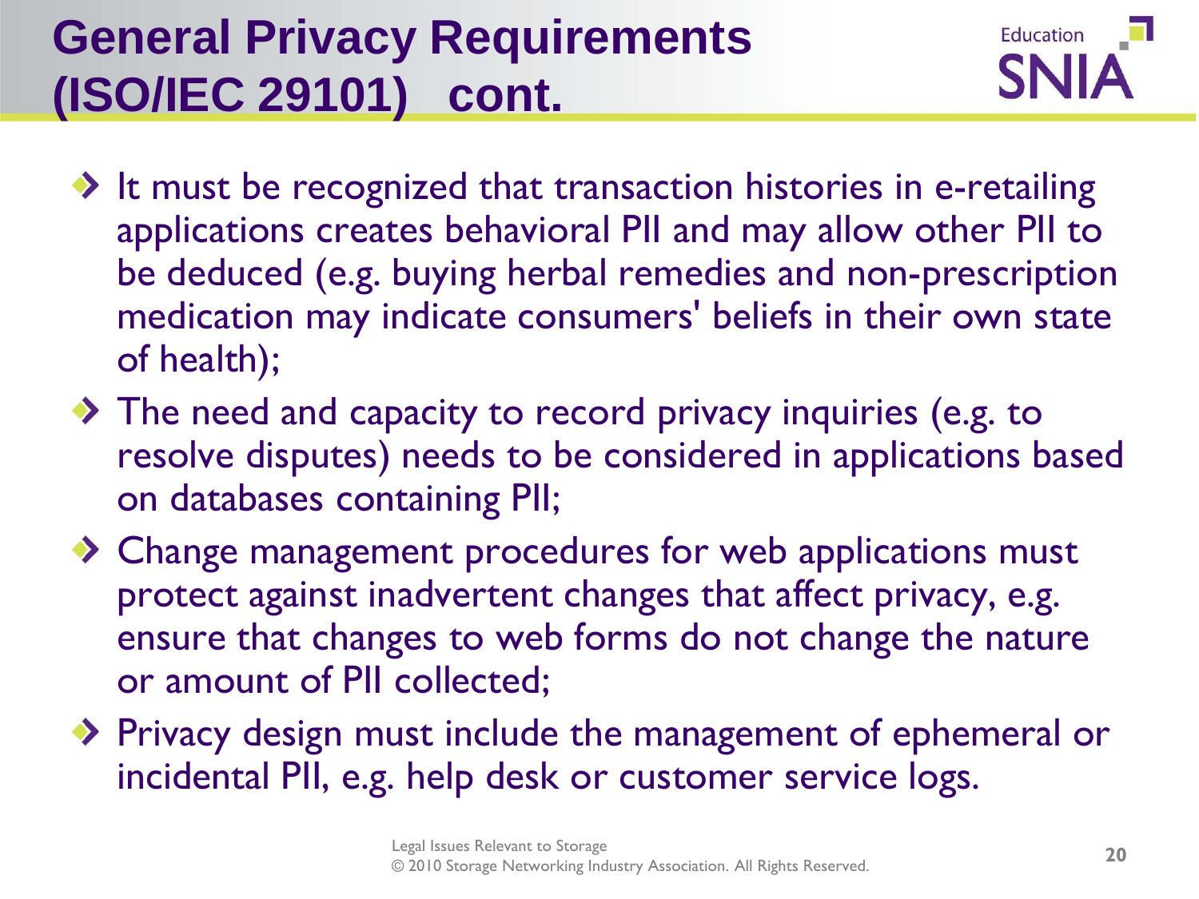# General Privacy Requirements (ISO/IEC 29101) cont.

- It must be recognized that transaction histories in e-retailing applications creates behavioral PII and may allow other PII to be deduced (e.g. buying herbal remedies and non-prescription medication may indicate consumers' beliefs in their own state of health);
- The need and capacity to record privacy inquiries (e.g. to resolve disputes) needs to be considered in applications based on databases containing PII;
- Change management procedures for web applications must protect against inadvertent changes that affect privacy, e.g. ensure that changes to web forms do not change the nature or amount of PII collected;
- Privacy design must include the management of ephemeral or incidental PII, e.g. help desk or customer service logs.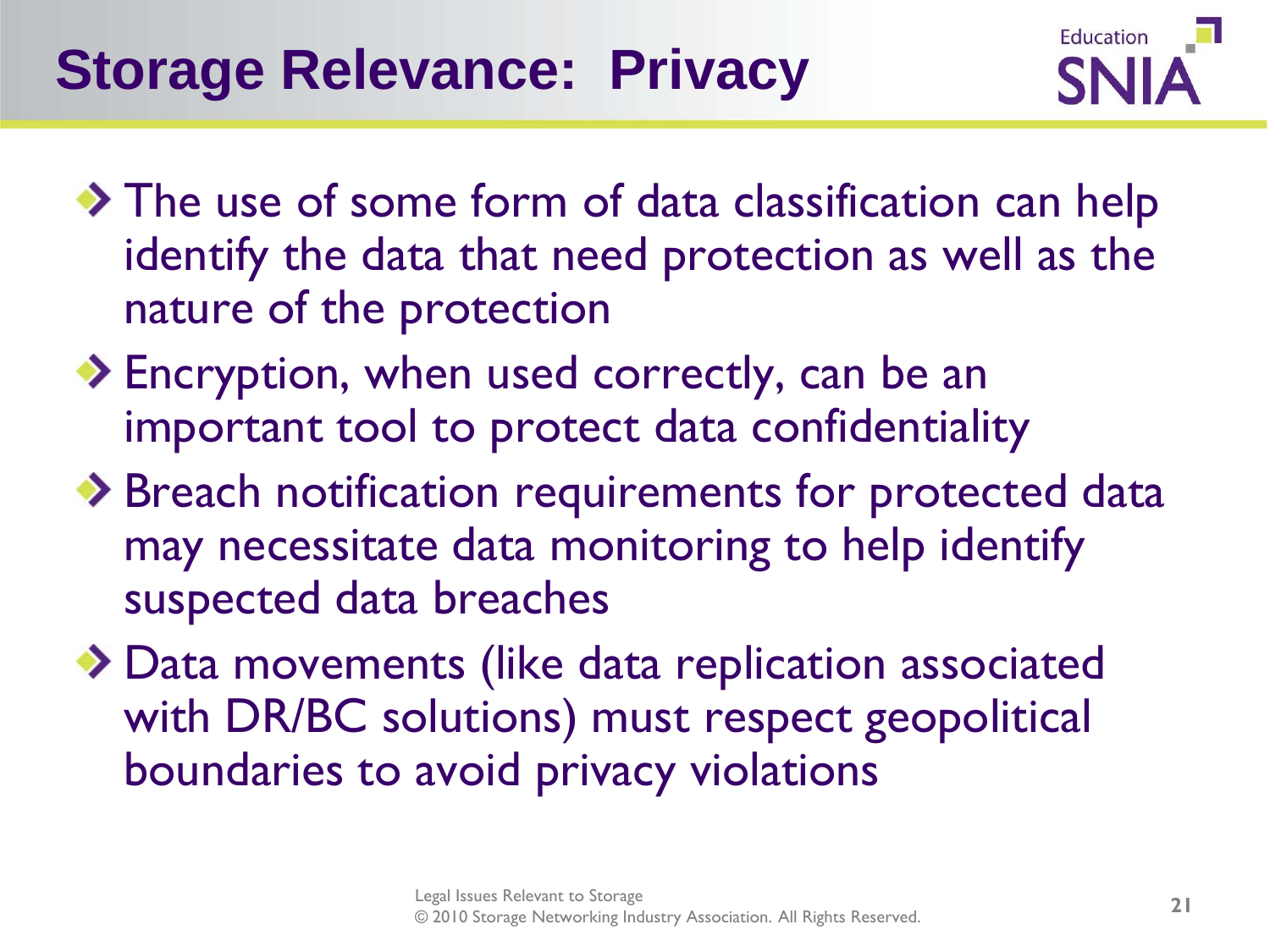# Storage Relevance: Privacy

- The use of some form of data classification can help identify the data that need protection as well as the nature of the protection
- Encryption, when used correctly, can be an important tool to protect data confidentiality
- Breach notification requirements for protected data may necessitate data monitoring to help identify suspected data breaches
- Data movements (like data replication associated with DR/BC solutions) must respect geopolitical boundaries to avoid privacy violations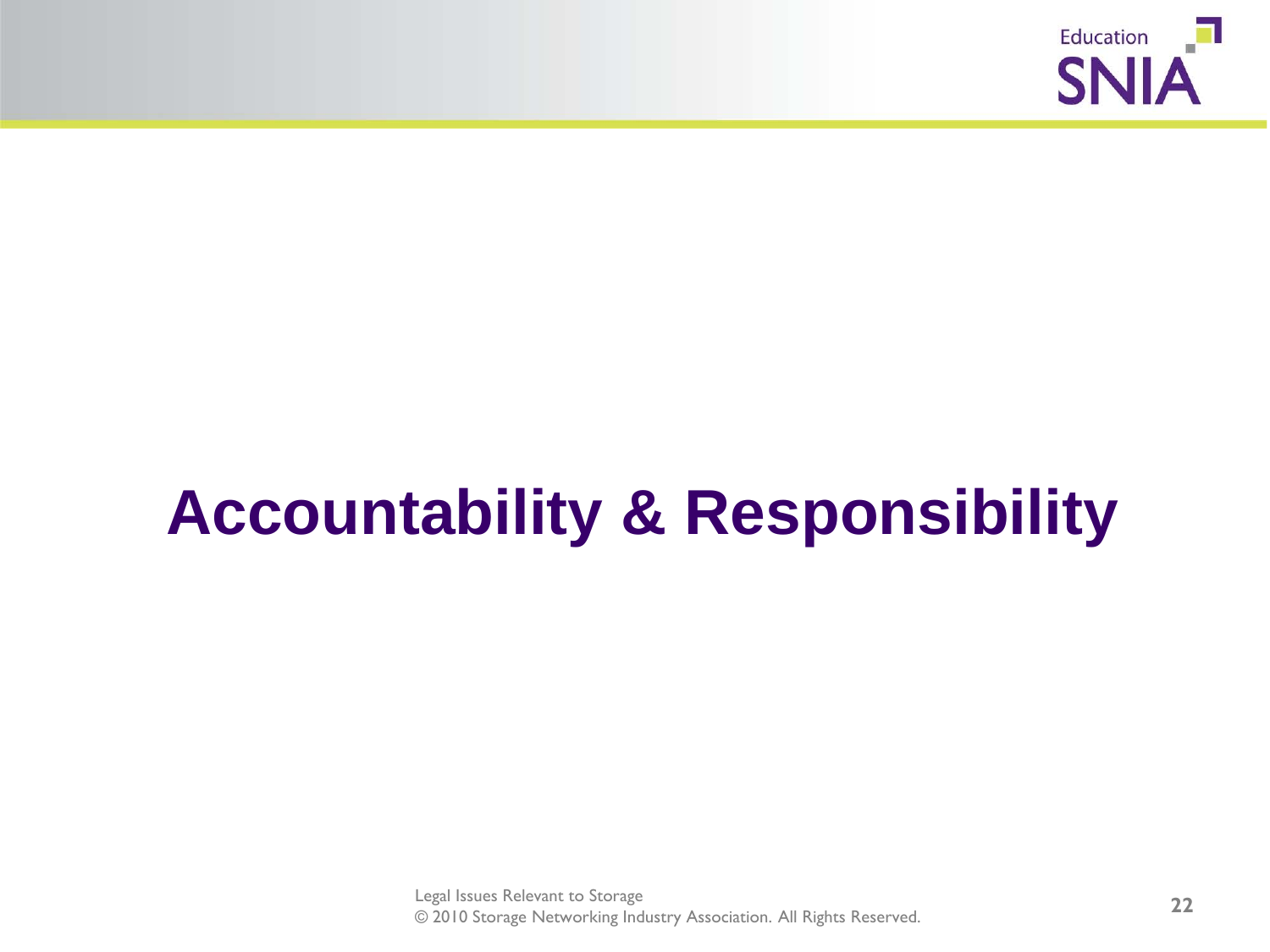# Accountability & Responsibility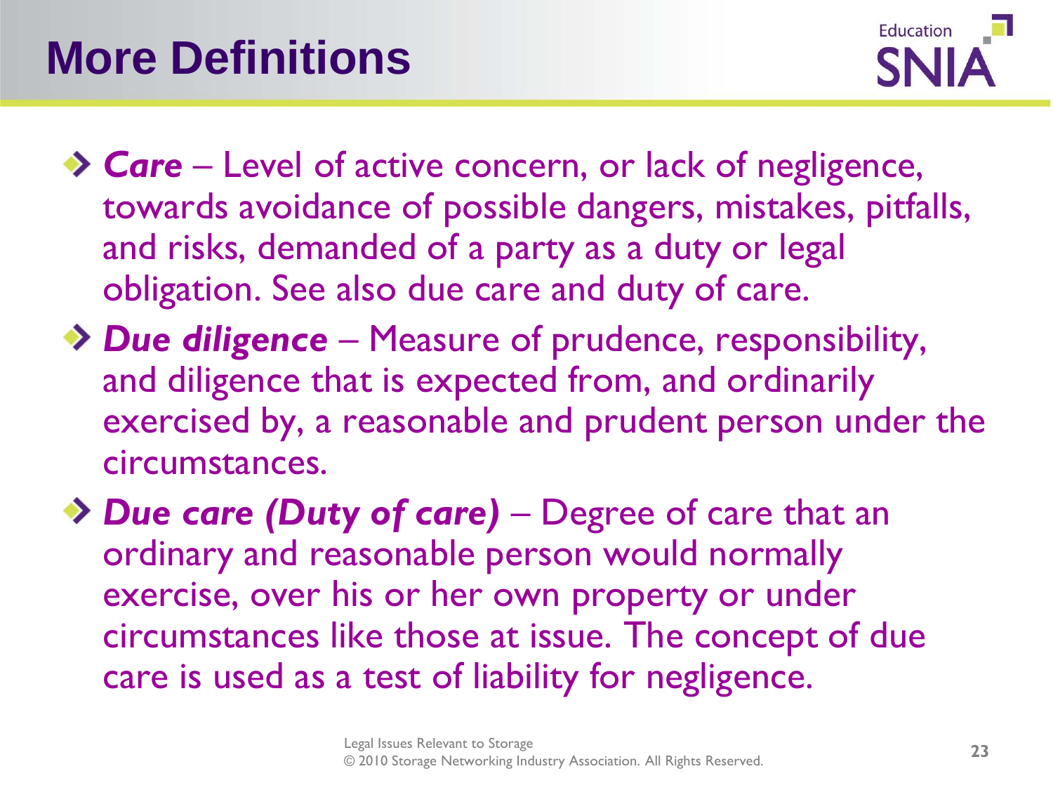# More Definitions

- ***Care*** – Level of active concern, or lack of negligence, towards avoidance of possible dangers, mistakes, pitfalls, and risks, demanded of a party as a duty or legal obligation. See also due care and duty of care.
- ***Due diligence*** – Measure of prudence, responsibility, and diligence that is expected from, and ordinarily exercised by, a reasonable and prudent person under the circumstances.
- ***Due care (Duty of care)*** – Degree of care that an ordinary and reasonable person would normally exercise, over his or her own property or under circumstances like those at issue. The concept of due care is used as a test of liability for negligence.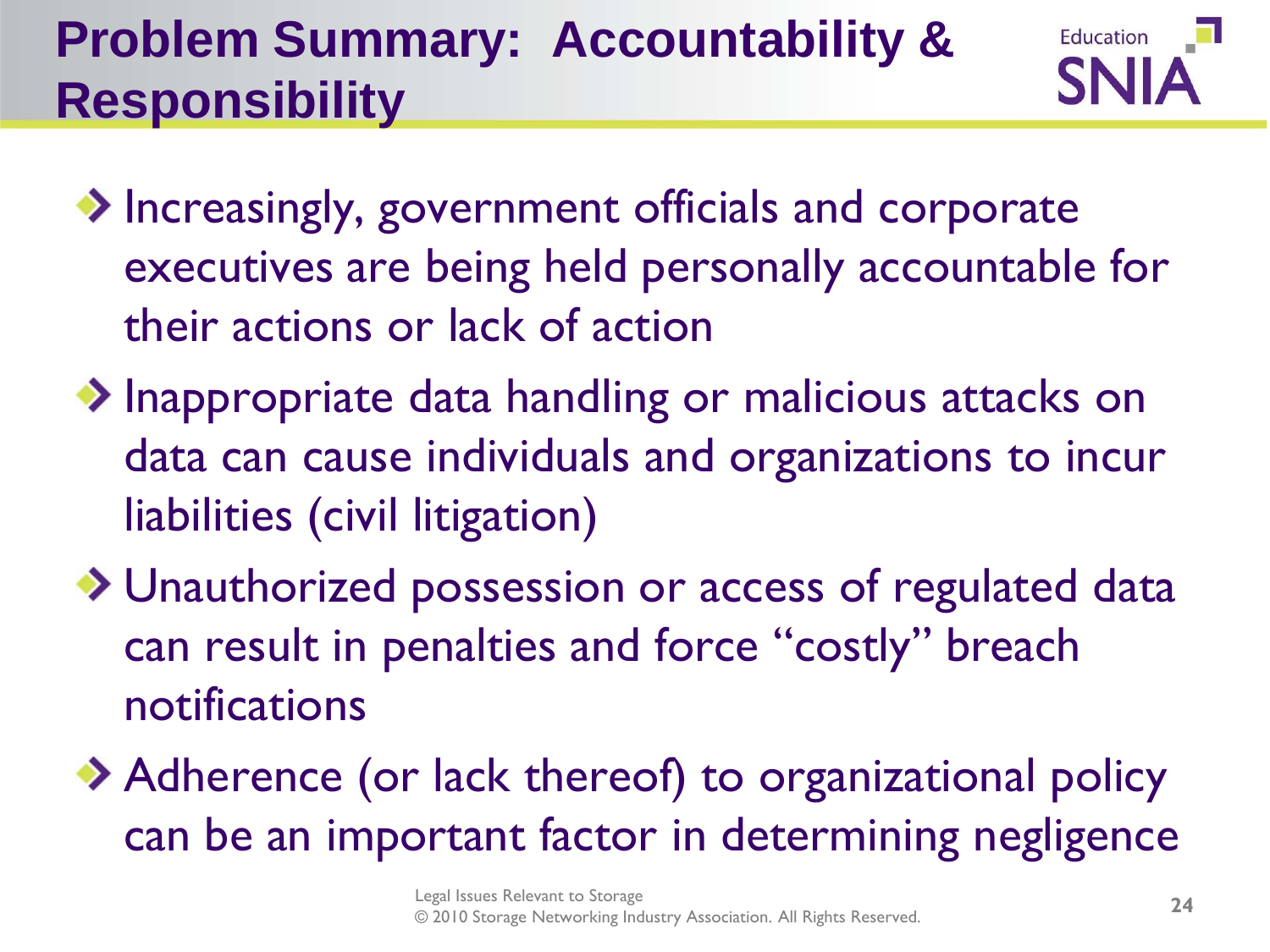# Problem Summary: Accountability & Responsibility

- Increasingly, government officials and corporate executives are being held personally accountable for their actions or lack of action
- Inappropriate data handling or malicious attacks on data can cause individuals and organizations to incur liabilities (civil litigation)
- Unauthorized possession or access of regulated data can result in penalties and force "costly" breach notifications
- Adherence (or lack thereof) to organizational policy can be an important factor in determining negligence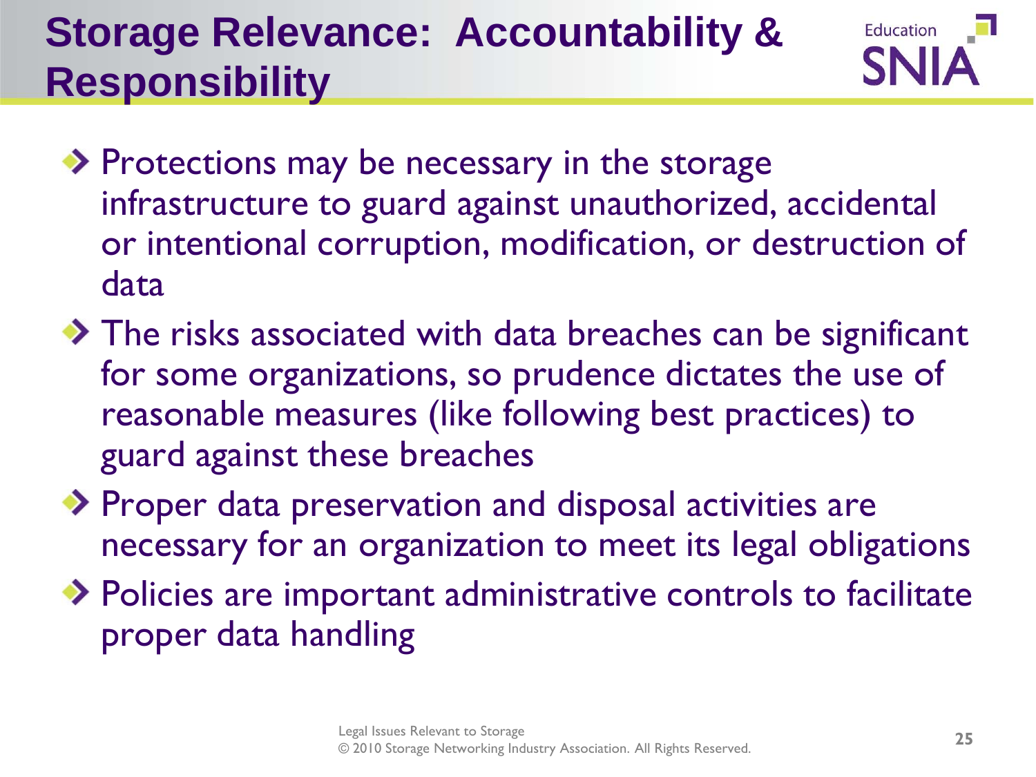# Storage Relevance: Accountability & Responsibility

- Protections may be necessary in the storage infrastructure to guard against unauthorized, accidental or intentional corruption, modification, or destruction of data
- The risks associated with data breaches can be significant for some organizations, so prudence dictates the use of reasonable measures (like following best practices) to guard against these breaches
- Proper data preservation and disposal activities are necessary for an organization to meet its legal obligations
- Policies are important administrative controls to facilitate proper data handling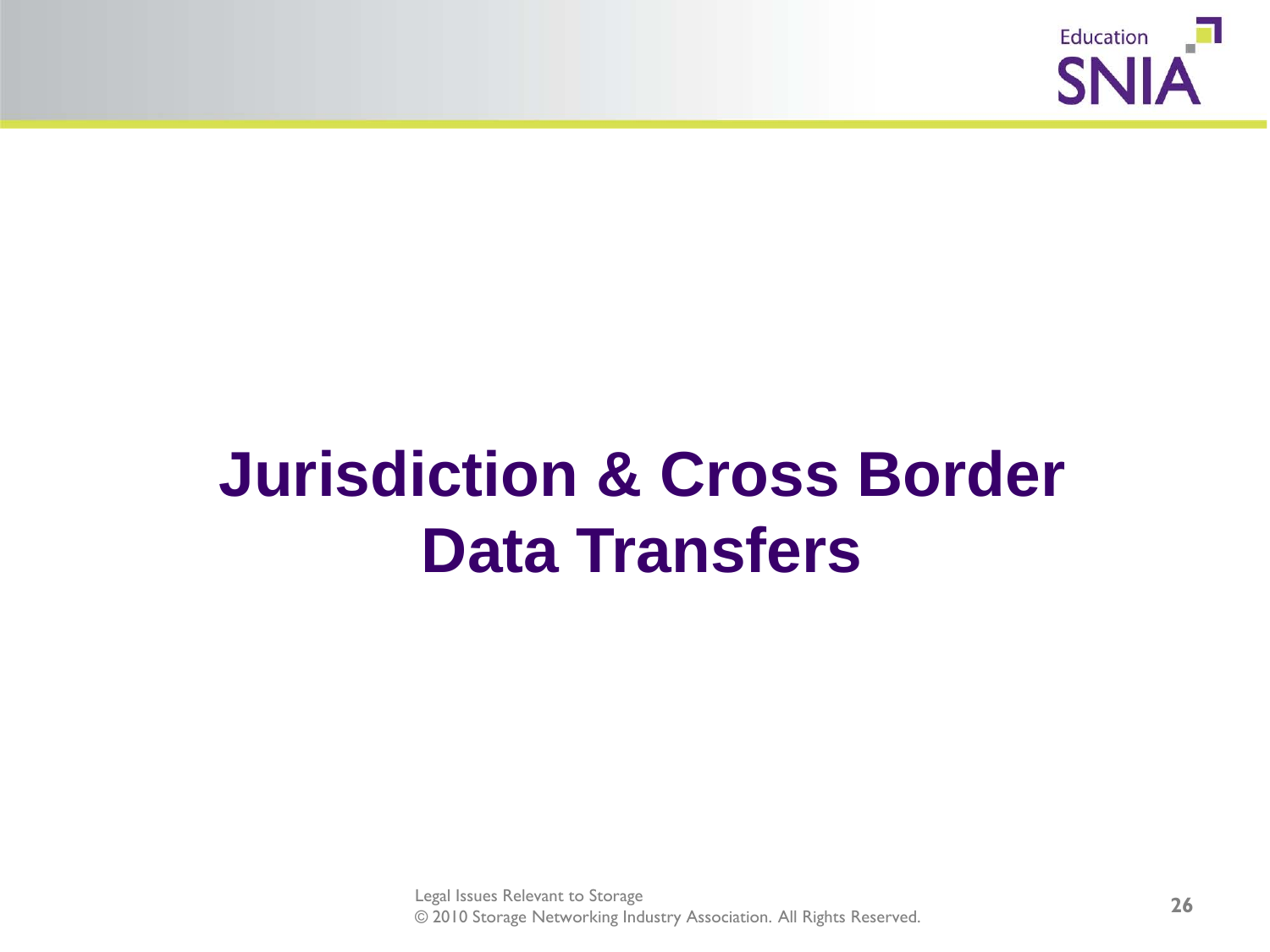# Jurisdiction & Cross Border Data Transfers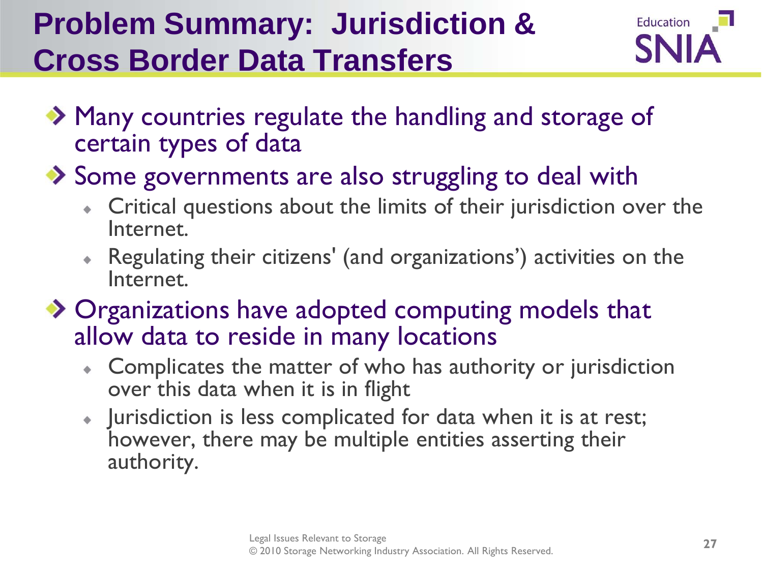# Problem Summary: Jurisdiction & Cross Border Data Transfers

- Many countries regulate the handling and storage of certain types of data
- Some governments are also struggling to deal with
  - Critical questions about the limits of their jurisdiction over the Internet.
  - Regulating their citizens' (and organizations') activities on the Internet.
- Organizations have adopted computing models that allow data to reside in many locations
  - Complicates the matter of who has authority or jurisdiction over this data when it is in flight
  - Jurisdiction is less complicated for data when it is at rest; however, there may be multiple entities asserting their authority.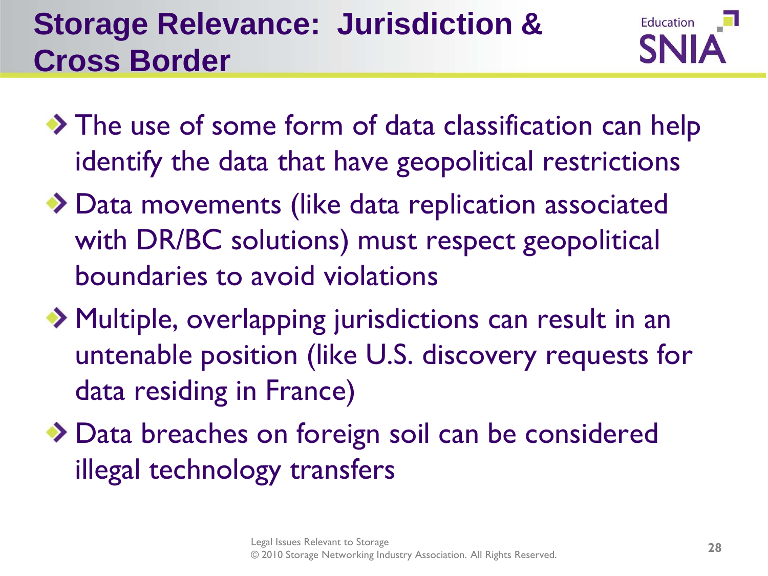# Storage Relevance: Jurisdiction & Cross Border

- The use of some form of data classification can help identify the data that have geopolitical restrictions
- Data movements (like data replication associated with DR/BC solutions) must respect geopolitical boundaries to avoid violations
- Multiple, overlapping jurisdictions can result in an untenable position (like U.S. discovery requests for data residing in France)
- Data breaches on foreign soil can be considered illegal technology transfers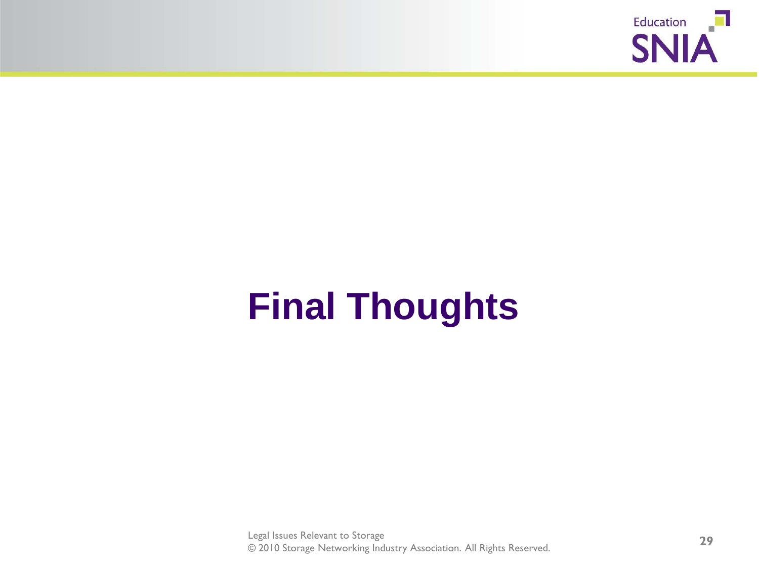# Final Thoughts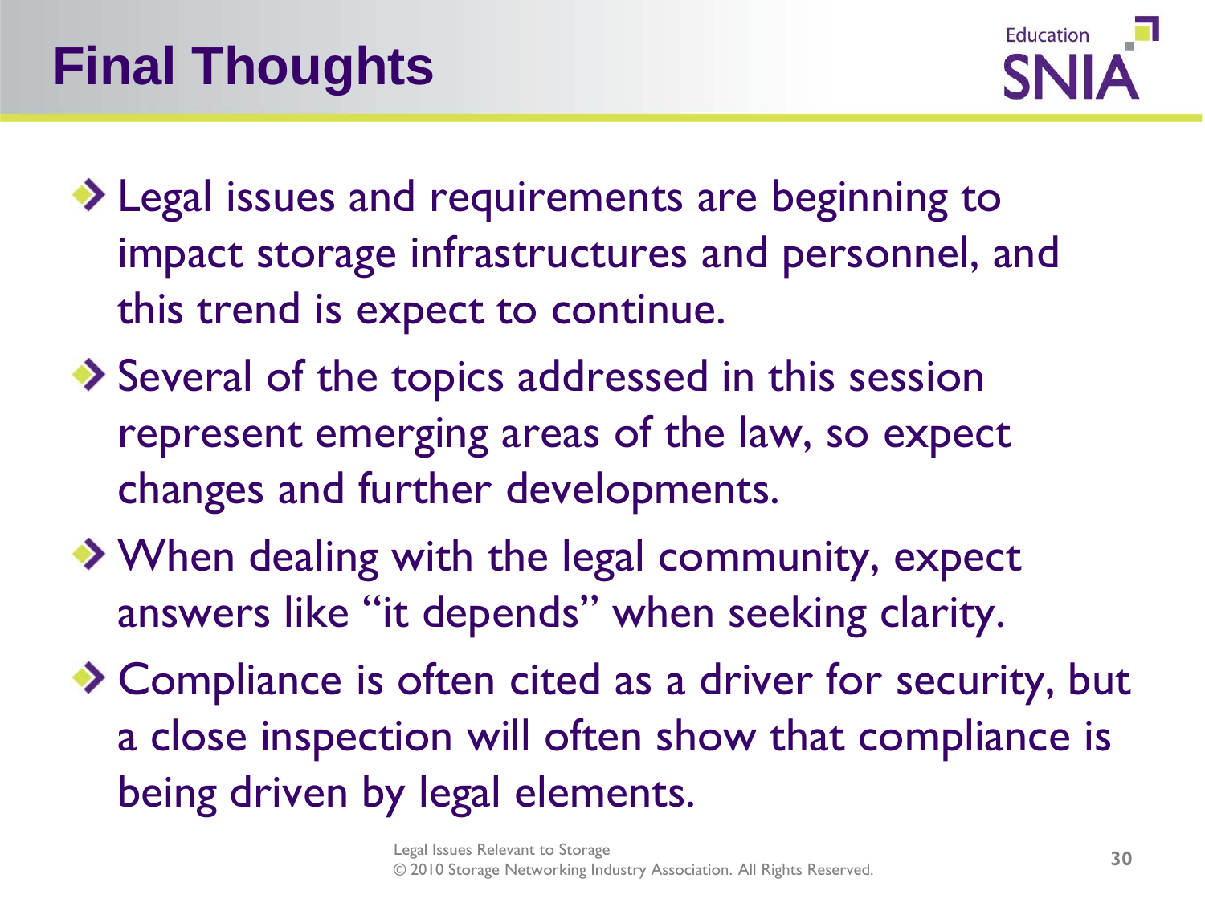# Final Thoughts

- Legal issues and requirements are beginning to impact storage infrastructures and personnel, and this trend is expect to continue.
- Several of the topics addressed in this session represent emerging areas of the law, so expect changes and further developments.
- When dealing with the legal community, expect answers like “it depends” when seeking clarity.
- Compliance is often cited as a driver for security, but a close inspection will often show that compliance is being driven by legal elements.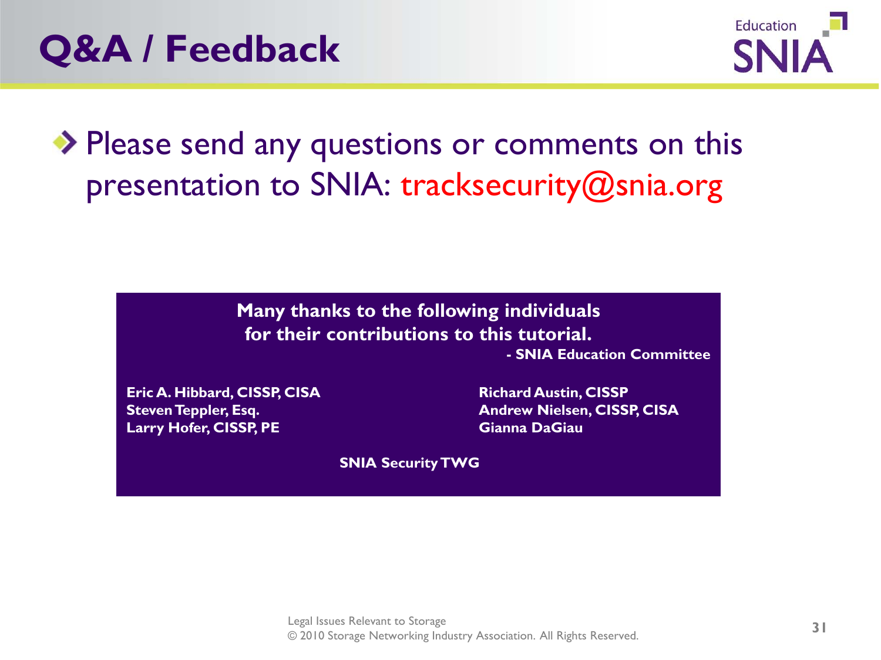# Q&A / Feedback

- Please send any questions or comments on this presentation to SNIA: tracksecurity@snia.org

**Many thanks to the following individuals for their contributions to this tutorial.**

**- SNIA Education Committee**

**Eric A. Hibbard, CISSP, CISA**
**Steven Teppler, Esq.**
**Larry Hofer, CISSP, PE**
**Richard Austin, CISSP**
**Andrew Nielsen, CISSP, CISA**
**Gianna DaGiau**

**SNIA Security TWG**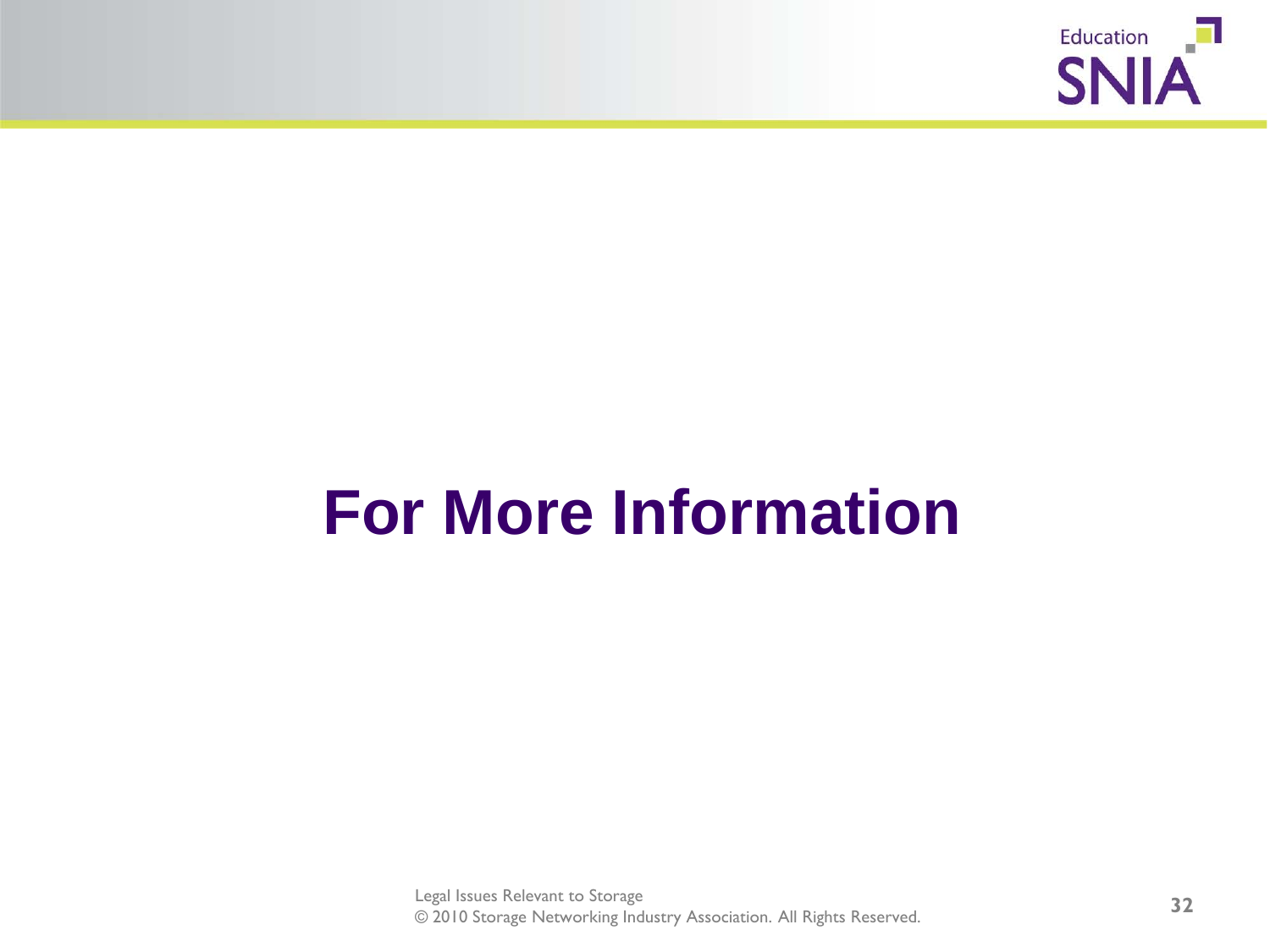# For More Information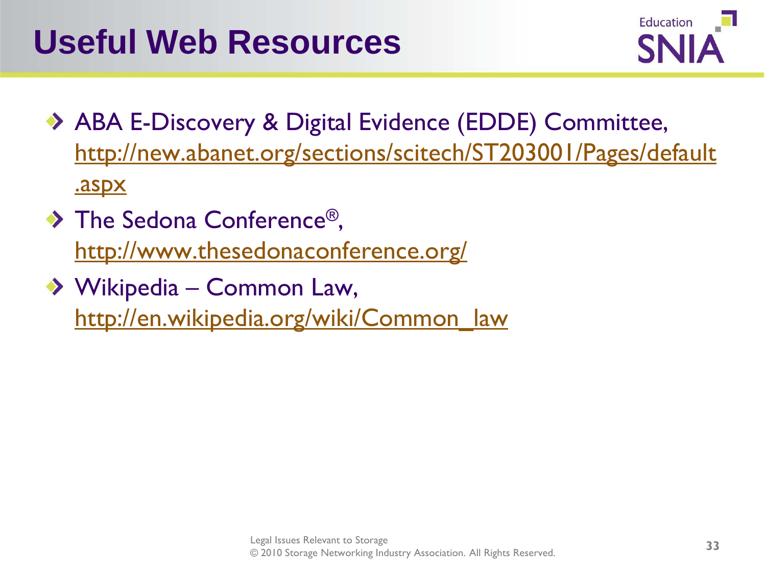# Useful Web Resources

- ABA E-Discovery & Digital Evidence (EDDE) Committee, http://new.abanet.org/sections/scitech/ST203001/Pages/default.aspx
- The Sedona Conference®, http://www.thesedonaconference.org/
- Wikipedia – Common Law, http://en.wikipedia.org/wiki/Common_law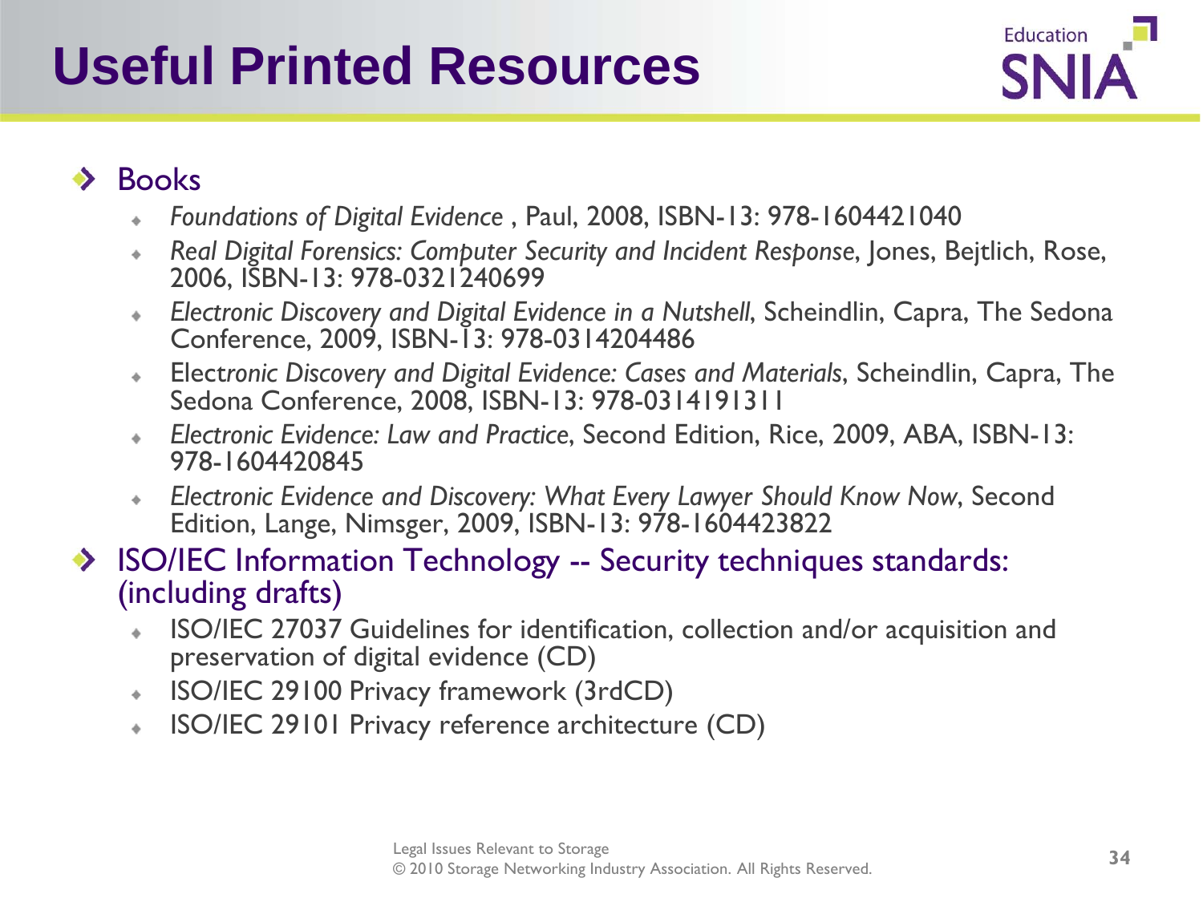# Useful Printed Resources

- Books
  - *Foundations of Digital Evidence* , Paul, 2008, ISBN-13: 978-1604421040
  - *Real Digital Forensics: Computer Security and Incident Response*, Jones, Bejtlich, Rose, 2006, ISBN-13: 978-0321240699
  - *Electronic Discovery and Digital Evidence in a Nutshell*, Scheindlin, Capra, The Sedona Conference, 2009, ISBN-13: 978-0314204486
  - Elect*ronic Discovery and Digital Evidence: Cases and Materials*, Scheindlin, Capra, The Sedona Conference, 2008, ISBN-13: 978-0314191311
  - *Electronic Evidence: Law and Practice*, Second Edition, Rice, 2009, ABA, ISBN-13: 978-1604420845
  - *Electronic Evidence and Discovery: What Every Lawyer Should Know Now*, Second Edition, Lange, Nimsger, 2009, ISBN-13: 978-1604423822
- ISO/IEC Information Technology -- Security techniques standards: (including drafts)
  - ISO/IEC 27037 Guidelines for identification, collection and/or acquisition and preservation of digital evidence (CD)
  - ISO/IEC 29100 Privacy framework (3rdCD)
  - ISO/IEC 29101 Privacy reference architecture (CD)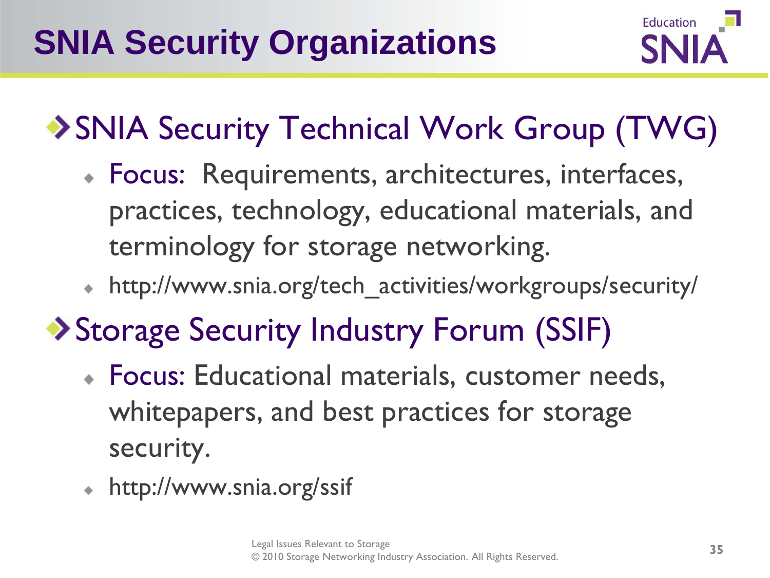# SNIA Security Organizations

- **SNIA Security Technical Work Group (TWG)**
  - Focus: Requirements, architectures, interfaces, practices, technology, educational materials, and terminology for storage networking.
  - http://www.snia.org/tech_activities/workgroups/security/
- **Storage Security Industry Forum (SSIF)**
  - Focus: Educational materials, customer needs, whitepapers, and best practices for storage security.
  - http://www.snia.org/ssif